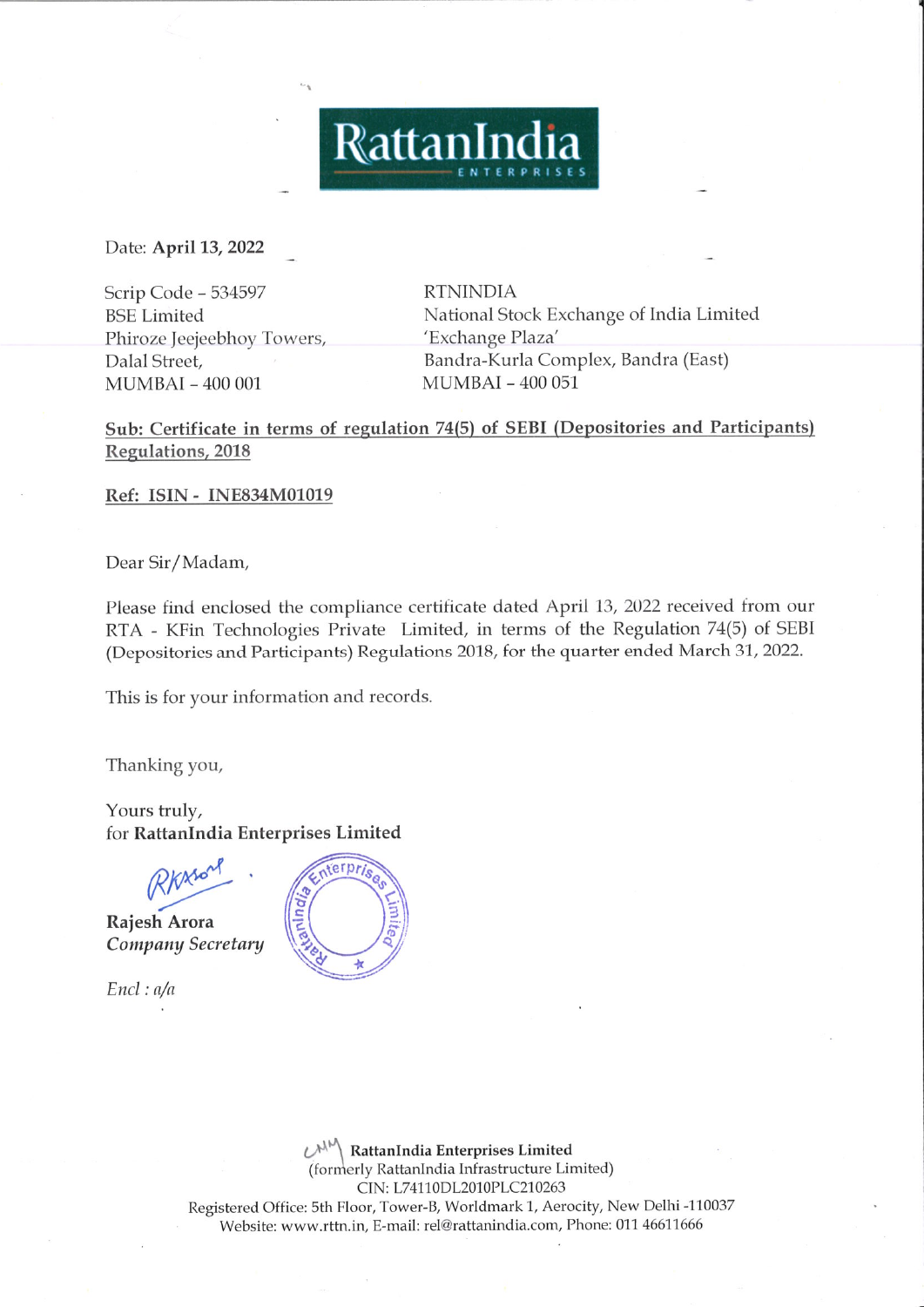RattanIndia
ENTERPRISES

Date: **April 13, 2022**

| | |
|---|---|
| Scrip Code – 534597 | RTNINDIA |
| BSE Limited | National Stock Exchange of India Limited |
| Phiroze Jeejeebhoy Towers, | 'Exchange Plaza' |
| Dalal Street, | Bandra-Kurla Complex, Bandra (East) |
| MUMBAI – 400 001 | MUMBAI – 400 051 |

**Sub: Certificate in terms of regulation 74(5) of SEBI (Depositories and Participants) Regulations, 2018**

**Ref: ISIN - INE834M01019**

Dear Sir/Madam,

Please find enclosed the compliance certificate dated April 13, 2022 received from our RTA - KFin Technologies Private Limited, in terms of the Regulation 74(5) of SEBI (Depositories and Participants) Regulations 2018, for the quarter ended March 31, 2022.

This is for your information and records.

Thanking you,

Yours truly,
for **RattanIndia Enterprises Limited**

**Rajesh Arora**
***Company Secretary***

*Encl : a/a*

**RattanIndia Enterprises Limited**
(formerly RattanIndia Infrastructure Limited)
CIN: L74110DL2010PLC210263
Registered Office: 5th Floor, Tower-B, Worldmark 1, Aerocity, New Delhi -110037
Website: www.rttn.in, E-mail: rel@rattanindia.com, Phone: 011 46611666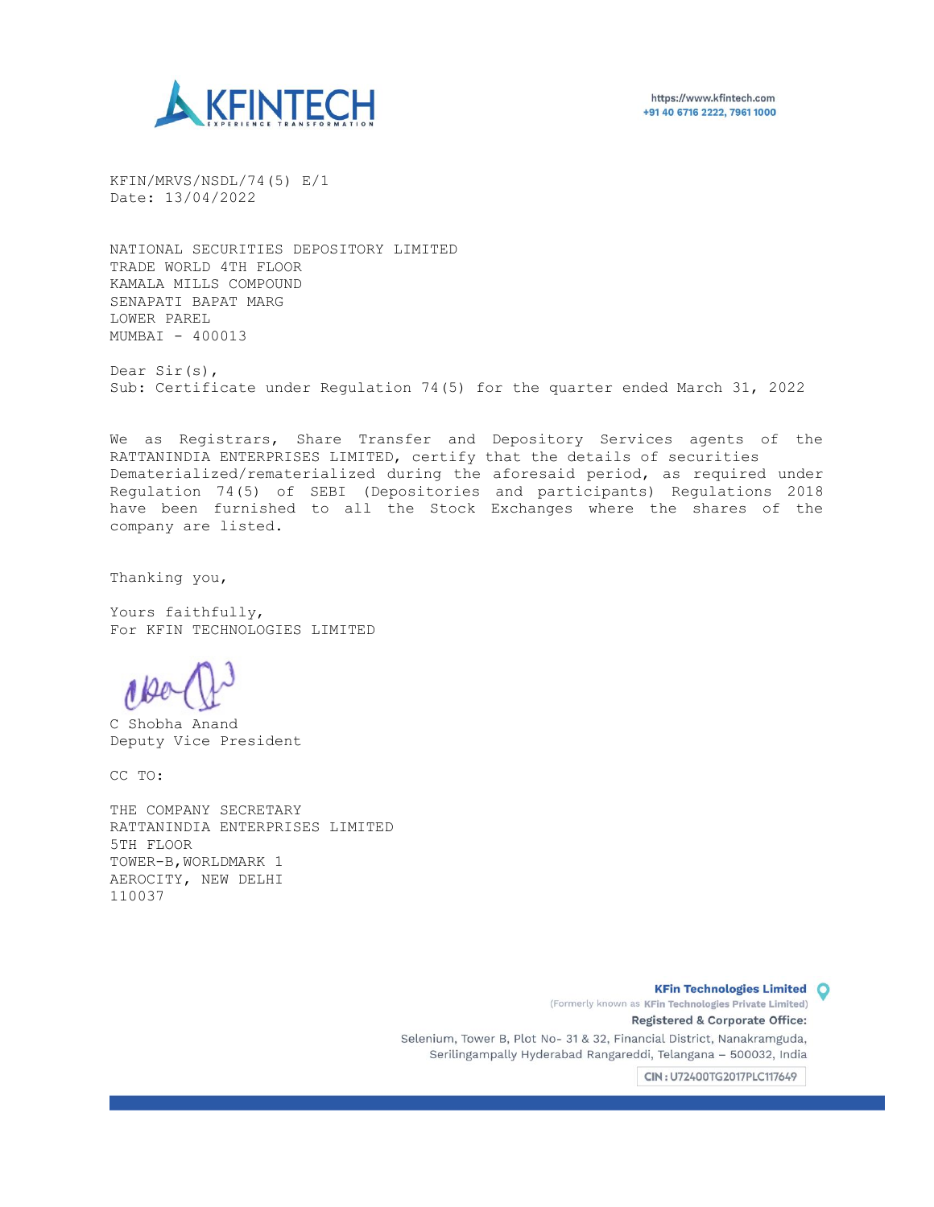KFINTECH
EXPERIENCE TRANSFORMATION

https://www.kfintech.com
+91 40 6716 2222, 7961 1000

KFIN/MRVS/NSDL/74(5) E/1
Date: 13/04/2022

NATIONAL SECURITIES DEPOSITORY LIMITED
TRADE WORLD 4TH FLOOR
KAMALA MILLS COMPOUND
SENAPATI BAPAT MARG
LOWER PAREL
MUMBAI - 400013

Dear Sir(s),
Sub: Certificate under Regulation 74(5) for the quarter ended March 31, 2022

We as Registrars, Share Transfer and Depository Services agents of the RATTANINDIA ENTERPRISES LIMITED, certify that the details of securities Dematerialized/rematerialized during the aforesaid period, as required under Regulation 74(5) of SEBI (Depositories and participants) Regulations 2018 have been furnished to all the Stock Exchanges where the shares of the company are listed.

Thanking you,

Yours faithfully,
For KFIN TECHNOLOGIES LIMITED

C Shobha Anand
Deputy Vice President

CC TO:

THE COMPANY SECRETARY
RATTANINDIA ENTERPRISES LIMITED
5TH FLOOR
TOWER-B, WORLDMARK 1
AEROCITY, NEW DELHI
110037

**KFin Technologies Limited**
(Formerly known as KFin Technologies Private Limited)
**Registered & Corporate Office:**
Selenium, Tower B, Plot No- 31 & 32, Financial District, Nanakramguda,
Serilingampally Hyderabad Rangareddi, Telangana – 500032, India
CIN : U72400TG2017PLC117649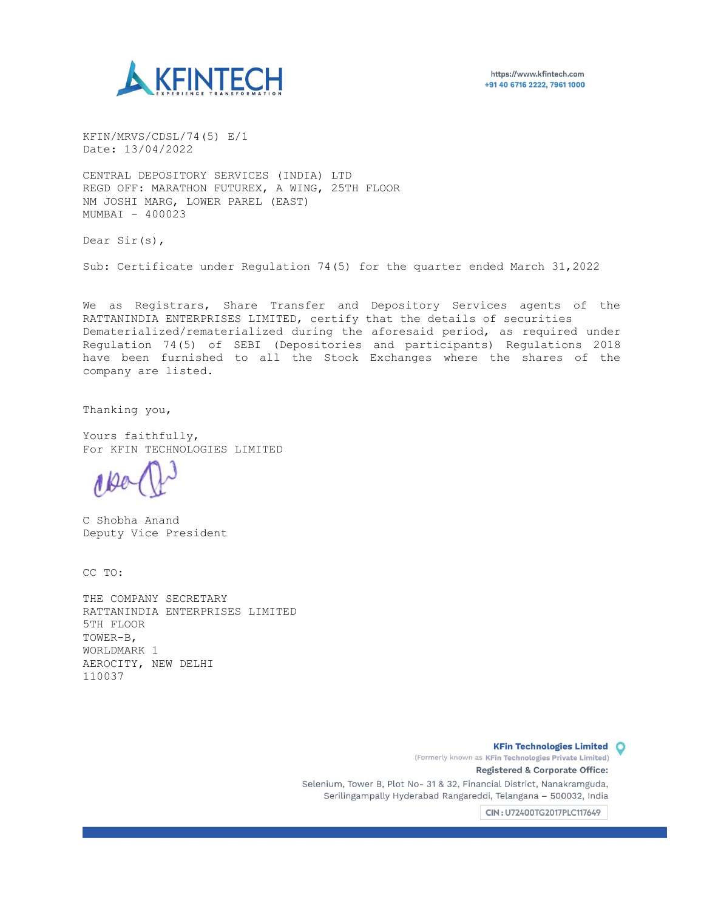KFIN/MRVS/CDSL/74(5) E/1
Date: 13/04/2022

CENTRAL DEPOSITORY SERVICES (INDIA) LTD
REGD OFF: MARATHON FUTUREX, A WING, 25TH FLOOR
NM JOSHI MARG, LOWER PAREL (EAST)
MUMBAI - 400023

Dear Sir(s),

Sub: Certificate under Regulation 74(5) for the quarter ended March 31,2022

We as Registrars, Share Transfer and Depository Services agents of the RATTANINDIA ENTERPRISES LIMITED, certify that the details of securities Dematerialized/rematerialized during the aforesaid period, as required under Regulation 74(5) of SEBI (Depositories and participants) Regulations 2018 have been furnished to all the Stock Exchanges where the shares of the company are listed.

Thanking you,

Yours faithfully,
For KFIN TECHNOLOGIES LIMITED

C Shobha Anand
Deputy Vice President

CC TO:

THE COMPANY SECRETARY
RATTANINDIA ENTERPRISES LIMITED
5TH FLOOR
TOWER-B,
WORLDMARK 1
AEROCITY, NEW DELHI
110037

**KFin Technologies Limited**
(Formerly known as KFin Technologies Private Limited)
**Registered & Corporate Office:**
Selenium, Tower B, Plot No- 31 & 32, Financial District, Nanakramguda, Serilingampally Hyderabad Rangareddi, Telangana – 500032, India
CIN : U72400TG2017PLC117649